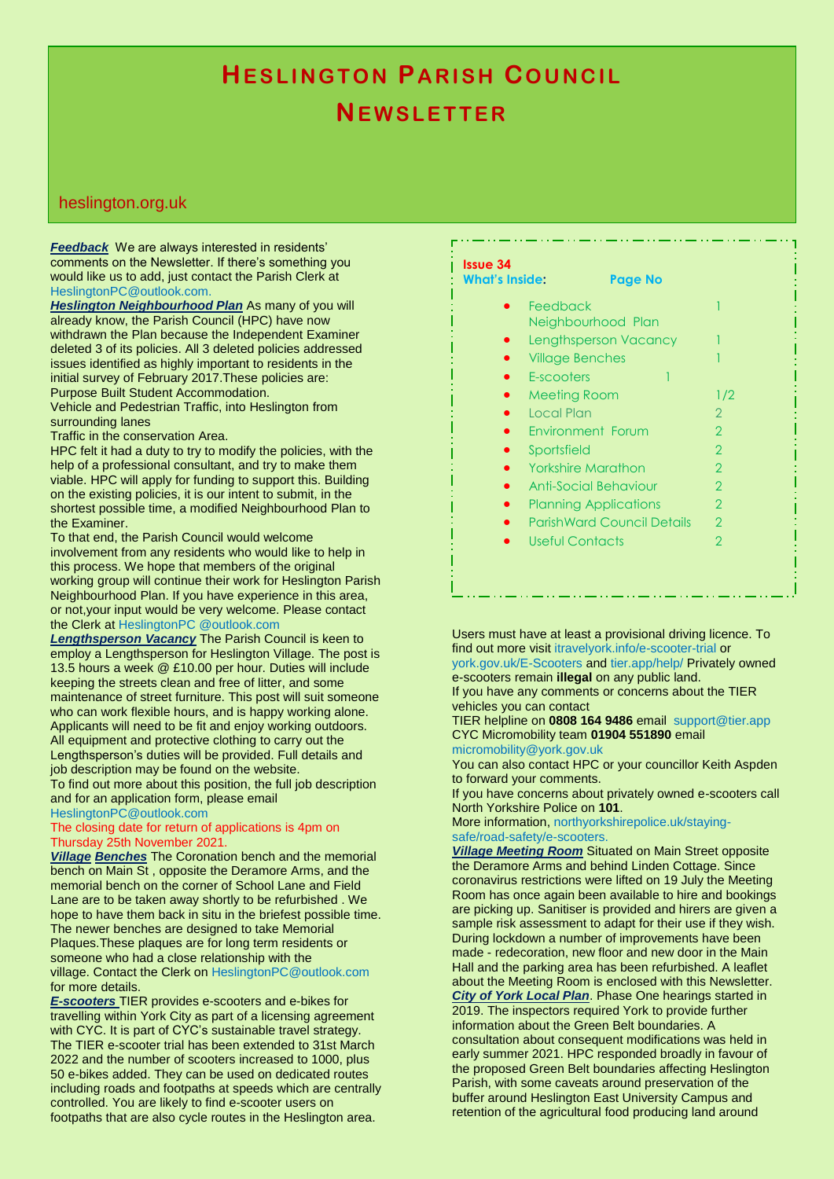# HESLINGTON PARISH COUNCIL

# NEWSLETTER

heslington.org.uk

**Issue 34**

**What's Inside:** **Page No**

| Item | Page No |
|---|---|
| Feedback | 1 |
| Neighbourhood Plan | |
| Lengthsperson Vacancy | 1 |
| Village Benches | 1 |
| E-scooters | 1 |
| Meeting Room | 1/2 |
| Local Plan | 2 |
| Environment Forum | 2 |
| Sportsfield | 2 |
| Yorkshire Marathon | 2 |
| Anti-Social Behaviour | 2 |
| Planning Applications | 2 |
| ParishWard Council Details | 2 |
| Useful Contacts | 2 |

***Feedback*** We are always interested in residents' comments on the Newsletter. If there's something you would like us to add, just contact the Parish Clerk at HeslingtonPC@outlook.com.

***Heslington Neighbourhood Plan*** As many of you will already know, the Parish Council (HPC) have now withdrawn the Plan because the Independent Examiner deleted 3 of its policies. All 3 deleted policies addressed issues identified as highly important to residents in the initial survey of February 2017.These policies are:
Purpose Built Student Accommodation.
Vehicle and Pedestrian Traffic, into Heslington from surrounding lanes
Traffic in the conservation Area.
HPC felt it had a duty to try to modify the policies, with the help of a professional consultant, and try to make them viable. HPC will apply for funding to support this. Building on the existing policies, it is our intent to submit, in the shortest possible time, a modified Neighbourhood Plan to the Examiner.
To that end, the Parish Council would welcome involvement from any residents who would like to help in this process. We hope that members of the original working group will continue their work for Heslington Parish Neighbourhood Plan. If you have experience in this area, or not,your input would be very welcome. Please contact the Clerk at HeslingtonPC @outlook.com

***Lengthsperson Vacancy*** The Parish Council is keen to employ a Lengthsperson for Heslington Village. The post is 13.5 hours a week @ £10.00 per hour. Duties will include keeping the streets clean and free of litter, and some maintenance of street furniture. This post will suit someone who can work flexible hours, and is happy working alone. Applicants will need to be fit and enjoy working outdoors. All equipment and protective clothing to carry out the Lengthsperson's duties will be provided. Full details and job description may be found on the website.
To find out more about this position, the full job description and for an application form, please email HeslingtonPC@outlook.com
The closing date for return of applications is 4pm on Thursday 25th November 2021.

***Village Benches*** The Coronation bench and the memorial bench on Main St , opposite the Deramore Arms, and the memorial bench on the corner of School Lane and Field Lane are to be taken away shortly to be refurbished . We hope to have them back in situ in the briefest possible time. The newer benches are designed to take Memorial Plaques.These plaques are for long term residents or someone who had a close relationship with the village. Contact the Clerk on HeslingtonPC@outlook.com for more details.

***E-scooters*** TIER provides e-scooters and e-bikes for travelling within York City as part of a licensing agreement with CYC. It is part of CYC's sustainable travel strategy. The TIER e-scooter trial has been extended to 31st March 2022 and the number of scooters increased to 1000, plus 50 e-bikes added. They can be used on dedicated routes including roads and footpaths at speeds which are centrally controlled. You are likely to find e-scooter users on footpaths that are also cycle routes in the Heslington area.
Users must have at least a provisional driving licence. To find out more visit itravelyork.info/e-scooter-trial or york.gov.uk/E-Scooters and tier.app/help/ Privately owned e-scooters remain **illegal** on any public land.
If you have any comments or concerns about the TIER vehicles you can contact
TIER helpline on **0808 164 9486** email support@tier.app
CYC Micromobility team **01904 551890** email micromobility@york.gov.uk
You can also contact HPC or your councillor Keith Aspden to forward your comments.
If you have concerns about privately owned e-scooters call North Yorkshire Police on **101**.
More information, northyorkshirepolice.uk/staying-safe/road-safety/e-scooters.

***Village Meeting Room*** Situated on Main Street opposite the Deramore Arms and behind Linden Cottage. Since coronavirus restrictions were lifted on 19 July the Meeting Room has once again been available to hire and bookings are picking up. Sanitiser is provided and hirers are given a sample risk assessment to adapt for their use if they wish. During lockdown a number of improvements have been made - redecoration, new floor and new door in the Main Hall and the parking area has been refurbished. A leaflet about the Meeting Room is enclosed with this Newsletter.

***City of York Local Plan***. Phase One hearings started in 2019. The inspectors required York to provide further information about the Green Belt boundaries. A consultation about consequent modifications was held in early summer 2021. HPC responded broadly in favour of the proposed Green Belt boundaries affecting Heslington Parish, with some caveats around preservation of the buffer around Heslington East University Campus and retention of the agricultural food producing land around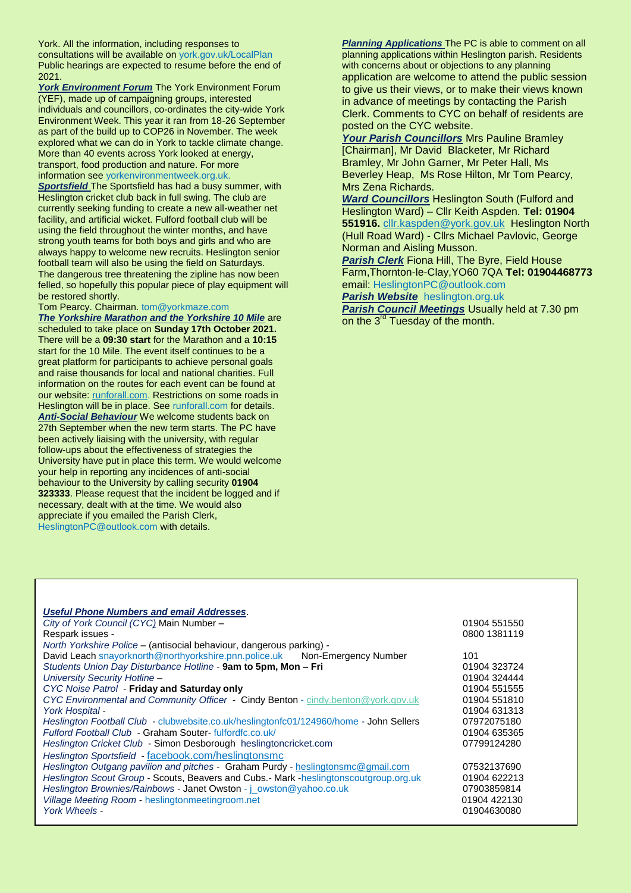York. All the information, including responses to consultations will be available on york.gov.uk/LocalPlan Public hearings are expected to resume before the end of 2021.

***York Environment Forum*** The York Environment Forum (YEF), made up of campaigning groups, interested individuals and councillors, co-ordinates the city-wide York Environment Week. This year it ran from 18-26 September as part of the build up to COP26 in November. The week explored what we can do in York to tackle climate change. More than 40 events across York looked at energy, transport, food production and nature. For more information see yorkenvironmentweek.org.uk.

***Sportsfield*** The Sportsfield has had a busy summer, with Heslington cricket club back in full swing. The club are currently seeking funding to create a new all-weather net facility, and artificial wicket. Fulford football club will be using the field throughout the winter months, and have strong youth teams for both boys and girls and who are always happy to welcome new recruits. Heslington senior football team will also be using the field on Saturdays. The dangerous tree threatening the zipline has now been felled, so hopefully this popular piece of play equipment will be restored shortly.

Tom Pearcy. Chairman. tom@yorkmaze.com

***The Yorkshire Marathon and the Yorkshire 10 Mile*** are scheduled to take place on **Sunday 17th October 2021.** There will be a **09:30 start** for the Marathon and a **10:15** start for the 10 Mile. The event itself continues to be a great platform for participants to achieve personal goals and raise thousands for local and national charities. Full information on the routes for each event can be found at our website: runforall.com. Restrictions on some roads in Heslington will be in place. See runforall.com for details.

***Anti-Social Behaviour*** We welcome students back on 27th September when the new term starts. The PC have been actively liaising with the university, with regular follow-ups about the effectiveness of strategies the University have put in place this term. We would welcome your help in reporting any incidences of anti-social behaviour to the University by calling security **01904 323333**. Please request that the incident be logged and if necessary, dealt with at the time. We would also appreciate if you emailed the Parish Clerk, HeslingtonPC@outlook.com with details.

***Planning Applications*** The PC is able to comment on all planning applications within Heslington parish. Residents with concerns about or objections to any planning application are welcome to attend the public session to give us their views, or to make their views known in advance of meetings by contacting the Parish Clerk. Comments to CYC on behalf of residents are posted on the CYC website.

***Your Parish Councillors*** Mrs Pauline Bramley [Chairman], Mr David Blacketer, Mr Richard Bramley, Mr John Garner, Mr Peter Hall, Ms Beverley Heap, Ms Rose Hilton, Mr Tom Pearcy, Mrs Zena Richards.

***Ward Councillors*** Heslington South (Fulford and Heslington Ward) – Cllr Keith Aspden. **Tel: 01904 551916.** cllr.kaspden@york.gov.uk Heslington North (Hull Road Ward) - Cllrs Michael Pavlovic, George Norman and Aisling Musson.

***Parish Clerk*** Fiona Hill, The Byre, Field House Farm,Thornton-le-Clay,YO60 7QA **Tel: 01904468773** email: HeslingtonPC@outlook.com

***Parish Website*** heslington.org.uk

***Parish Council Meetings*** Usually held at 7.30 pm on the 3rd Tuesday of the month.

***Useful Phone Numbers and email Addresses***.

| | |
|---|---|
| *City of York Council (CYC)* Main Number – | 01904 551550 |
| Respark issues - | 0800 1381119 |
| *North Yorkshire Police* – (antisocial behaviour, dangerous parking) - David Leach snayorknorth@northyorkshire.pnn.police.uk Non-Emergency Number | 101 |
| *Students Union Day Disturbance Hotline* - **9am to 5pm, Mon – Fri** | 01904 323724 |
| *University Security Hotline* – | 01904 324444 |
| *CYC Noise Patrol* - **Friday and Saturday only** | 01904 551555 |
| *CYC Environmental and Community Officer* - Cindy Benton - cindy.benton@york.gov.uk | 01904 551810 |
| *York Hospital* - | 01904 631313 |
| *Heslington Football Club* - clubwebsite.co.uk/heslingtonfc01/124960/home - John Sellers | 07972075180 |
| *Fulford Football Club* - Graham Souter- fulfordfc.co.uk/ | 01904 635365 |
| *Heslington Cricket Club* - Simon Desborough heslingtoncricket.com | 07799124280 |
| *Heslington Sportsfield* - facebook.com/heslingtonsmc | |
| *Heslington Outgang pavilion and pitches* - Graham Purdy - heslingtonsmc@gmail.com | 07532137690 |
| *Heslington Scout Group* - Scouts, Beavers and Cubs.- Mark -heslingtonscoutgroup.org.uk | 01904 622213 |
| *Heslington Brownies/Rainbows* - Janet Owston - j_owston@yahoo.co.uk | 07903859814 |
| *Village Meeting Room* - heslingtonmeetingroom.net | 01904 422130 |
| *York Wheels* - | 01904630080 |